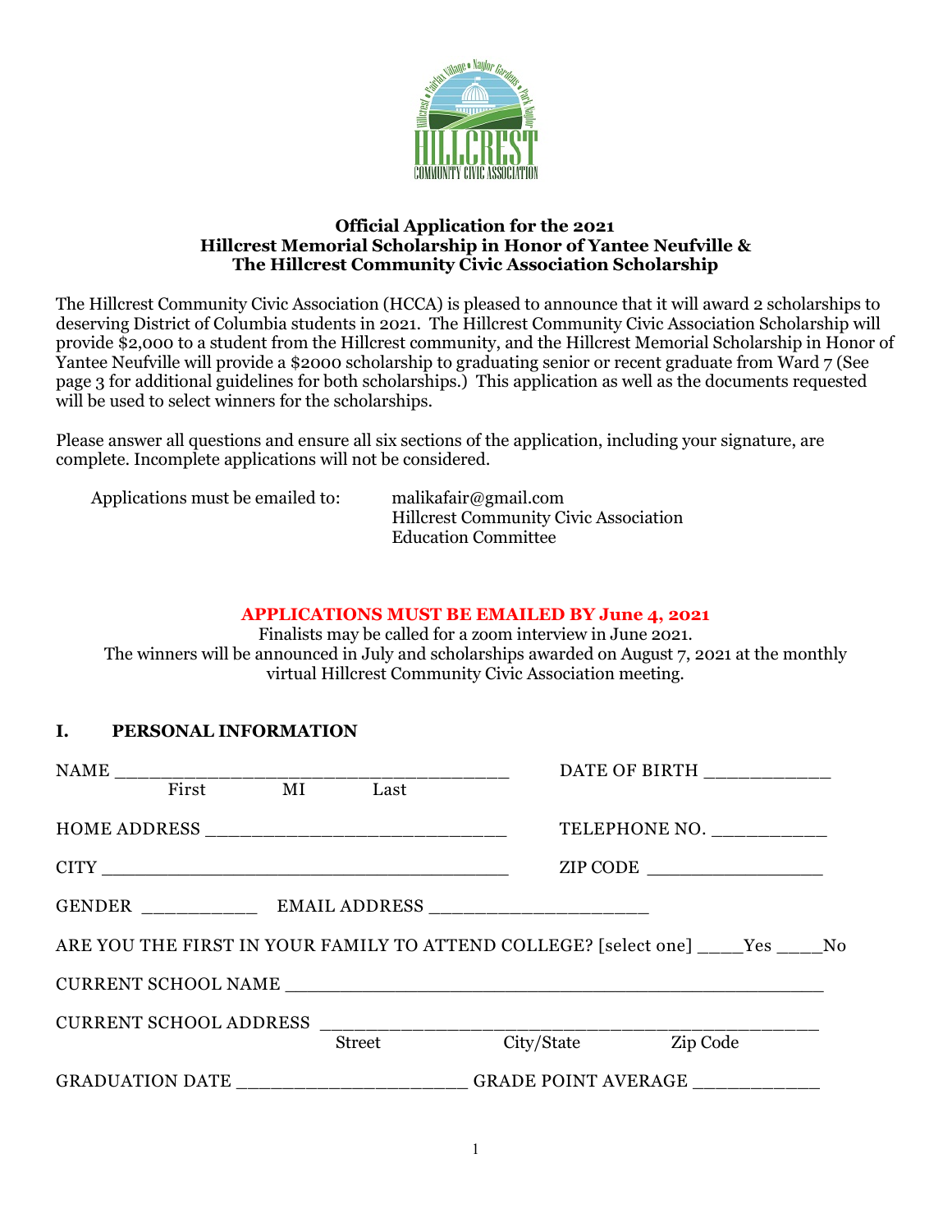**Official Application for the 2021**
**Hillcrest Memorial Scholarship in Honor of Yantee Neufville &**
**The Hillcrest Community Civic Association Scholarship**

The Hillcrest Community Civic Association (HCCA) is pleased to announce that it will award 2 scholarships to deserving District of Columbia students in 2021. The Hillcrest Community Civic Association Scholarship will provide $2,000 to a student from the Hillcrest community, and the Hillcrest Memorial Scholarship in Honor of Yantee Neufville will provide a $2000 scholarship to graduating senior or recent graduate from Ward 7 (See page 3 for additional guidelines for both scholarships.) This application as well as the documents requested will be used to select winners for the scholarships.

Please answer all questions and ensure all six sections of the application, including your signature, are complete. Incomplete applications will not be considered.

Applications must be emailed to: malikafair@gmail.com
Hillcrest Community Civic Association
Education Committee

**APPLICATIONS MUST BE EMAILED BY June 4, 2021**

Finalists may be called for a zoom interview in June 2021.
The winners will be announced in July and scholarships awarded on August 7, 2021 at the monthly virtual Hillcrest Community Civic Association meeting.

## I. PERSONAL INFORMATION

NAME ____________________________________ DATE OF BIRTH ___________
First MI Last

HOME ADDRESS ___________________________ TELEPHONE NO. __________

CITY ____________________________________ ZIP CODE ________________

GENDER __________ EMAIL ADDRESS ____________________

ARE YOU THE FIRST IN YOUR FAMILY TO ATTEND COLLEGE? [select one] ____Yes ____No

CURRENT SCHOOL NAME _______________________________________________

CURRENT SCHOOL ADDRESS _______________________________________________
Street City/State Zip Code

GRADUATION DATE ____________________ GRADE POINT AVERAGE ___________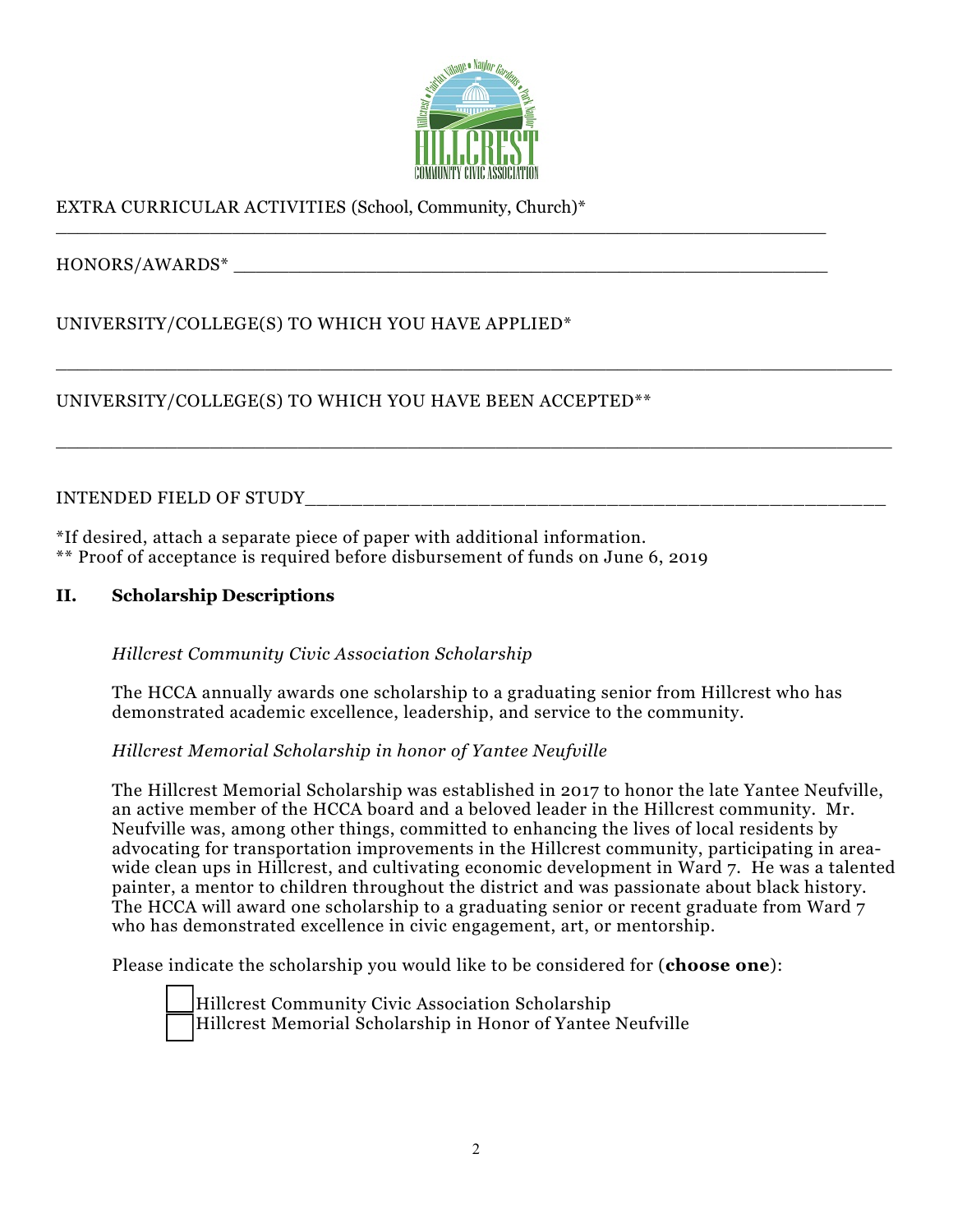EXTRA CURRICULAR ACTIVITIES (School, Community, Church)*
___________________________________________________________________________

HONORS/AWARDS* _______________________________________________________

UNIVERSITY/COLLEGE(S) TO WHICH YOU HAVE APPLIED*

___________________________________________________________________________

UNIVERSITY/COLLEGE(S) TO WHICH YOU HAVE BEEN ACCEPTED**

___________________________________________________________________________

INTENDED FIELD OF STUDY_______________________________________________

*If desired, attach a separate piece of paper with additional information.
** Proof of acceptance is required before disbursement of funds on June 6, 2019

## II. Scholarship Descriptions

*Hillcrest Community Civic Association Scholarship*

The HCCA annually awards one scholarship to a graduating senior from Hillcrest who has demonstrated academic excellence, leadership, and service to the community.

*Hillcrest Memorial Scholarship in honor of Yantee Neufville*

The Hillcrest Memorial Scholarship was established in 2017 to honor the late Yantee Neufville, an active member of the HCCA board and a beloved leader in the Hillcrest community. Mr. Neufville was, among other things, committed to enhancing the lives of local residents by advocating for transportation improvements in the Hillcrest community, participating in area-wide clean ups in Hillcrest, and cultivating economic development in Ward 7. He was a talented painter, a mentor to children throughout the district and was passionate about black history. The HCCA will award one scholarship to a graduating senior or recent graduate from Ward 7 who has demonstrated excellence in civic engagement, art, or mentorship.

Please indicate the scholarship you would like to be considered for (**choose one**):

- ☐ Hillcrest Community Civic Association Scholarship
- ☐ Hillcrest Memorial Scholarship in Honor of Yantee Neufville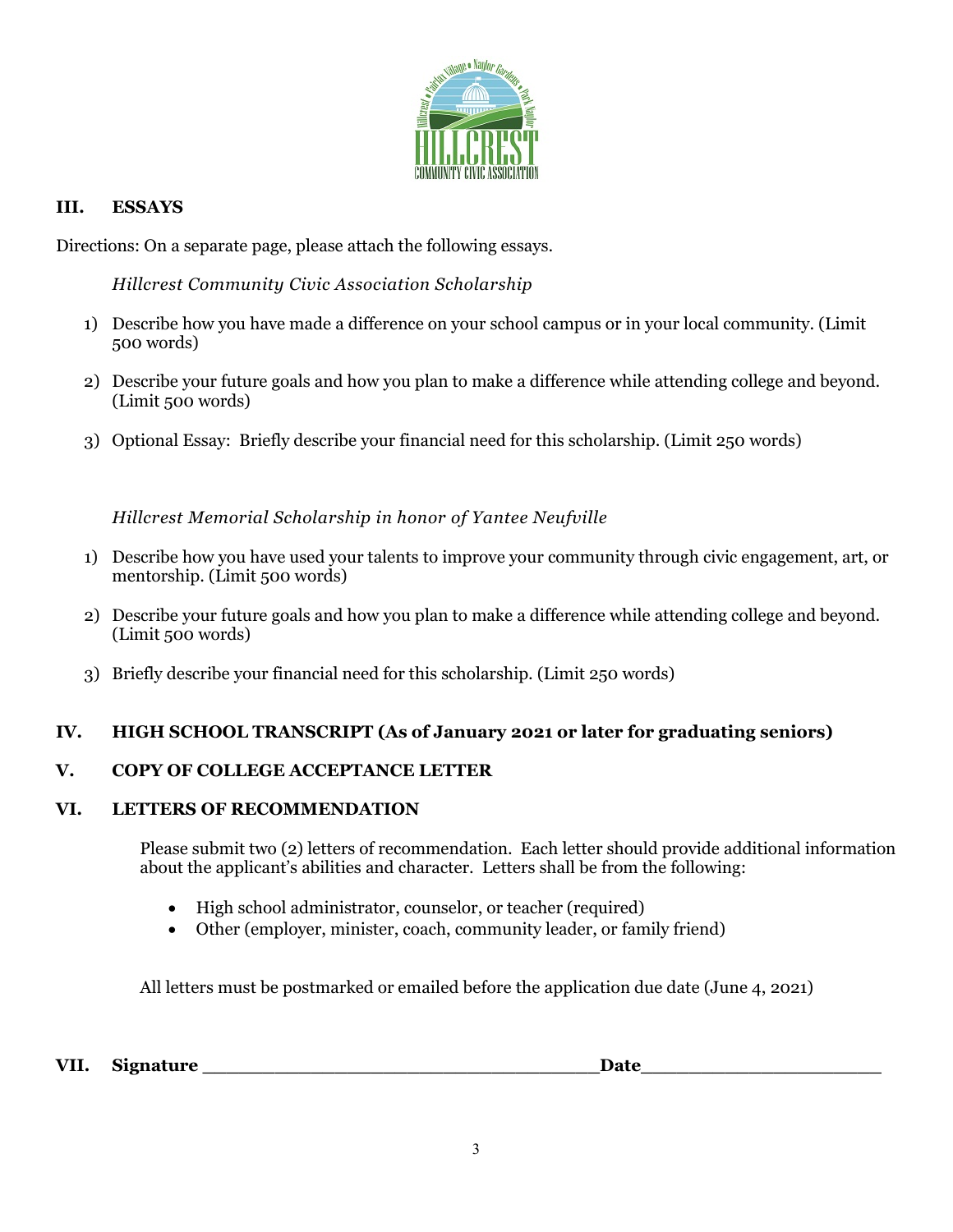## III. ESSAYS

Directions: On a separate page, please attach the following essays.

*Hillcrest Community Civic Association Scholarship*

1) Describe how you have made a difference on your school campus or in your local community. (Limit 500 words)
2) Describe your future goals and how you plan to make a difference while attending college and beyond. (Limit 500 words)
3) Optional Essay: Briefly describe your financial need for this scholarship. (Limit 250 words)

*Hillcrest Memorial Scholarship in honor of Yantee Neufville*

1) Describe how you have used your talents to improve your community through civic engagement, art, or mentorship. (Limit 500 words)
2) Describe your future goals and how you plan to make a difference while attending college and beyond. (Limit 500 words)
3) Briefly describe your financial need for this scholarship. (Limit 250 words)

## IV. HIGH SCHOOL TRANSCRIPT (As of January 2021 or later for graduating seniors)

## V. COPY OF COLLEGE ACCEPTANCE LETTER

## VI. LETTERS OF RECOMMENDATION

Please submit two (2) letters of recommendation. Each letter should provide additional information about the applicant's abilities and character. Letters shall be from the following:

- High school administrator, counselor, or teacher (required)
- Other (employer, minister, coach, community leader, or family friend)

All letters must be postmarked or emailed before the application due date (June 4, 2021)

**VII. Signature** ___________________________________ **Date**_____________________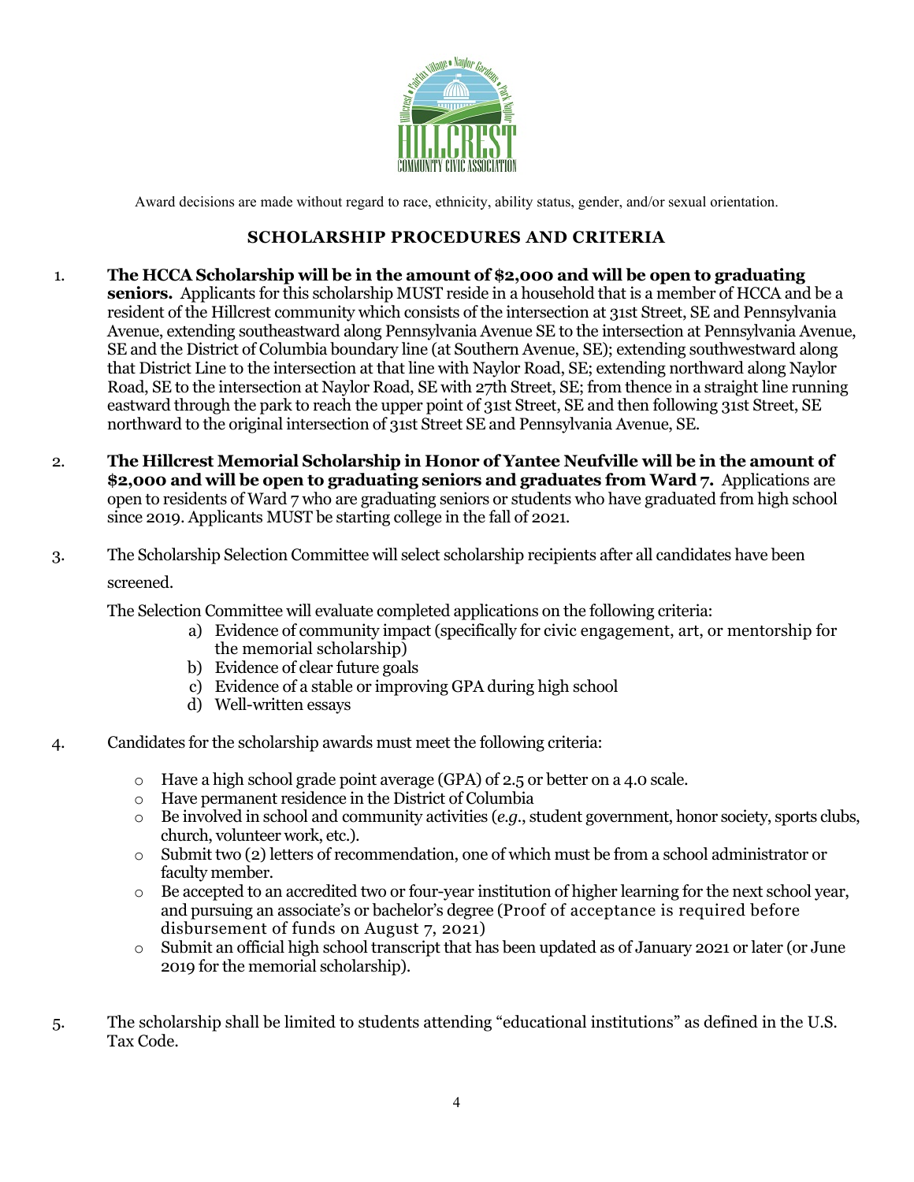Award decisions are made without regard to race, ethnicity, ability status, gender, and/or sexual orientation.

## SCHOLARSHIP PROCEDURES AND CRITERIA

1. **The HCCA Scholarship will be in the amount of $2,000 and will be open to graduating seniors.** Applicants for this scholarship MUST reside in a household that is a member of HCCA and be a resident of the Hillcrest community which consists of the intersection at 31st Street, SE and Pennsylvania Avenue, extending southeastward along Pennsylvania Avenue SE to the intersection at Pennsylvania Avenue, SE and the District of Columbia boundary line (at Southern Avenue, SE); extending southwestward along that District Line to the intersection at that line with Naylor Road, SE; extending northward along Naylor Road, SE to the intersection at Naylor Road, SE with 27th Street, SE; from thence in a straight line running eastward through the park to reach the upper point of 31st Street, SE and then following 31st Street, SE northward to the original intersection of 31st Street SE and Pennsylvania Avenue, SE.

2. **The Hillcrest Memorial Scholarship in Honor of Yantee Neufville will be in the amount of $2,000 and will be open to graduating seniors and graduates from Ward 7.** Applications are open to residents of Ward 7 who are graduating seniors or students who have graduated from high school since 2019. Applicants MUST be starting college in the fall of 2021.

3. The Scholarship Selection Committee will select scholarship recipients after all candidates have been screened.

   The Selection Committee will evaluate completed applications on the following criteria:

   a) Evidence of community impact (specifically for civic engagement, art, or mentorship for the memorial scholarship)
   b) Evidence of clear future goals
   c) Evidence of a stable or improving GPA during high school
   d) Well-written essays

4. Candidates for the scholarship awards must meet the following criteria:

   - Have a high school grade point average (GPA) of 2.5 or better on a 4.0 scale.
   - Have permanent residence in the District of Columbia
   - Be involved in school and community activities (*e.g.*, student government, honor society, sports clubs, church, volunteer work, etc.).
   - Submit two (2) letters of recommendation, one of which must be from a school administrator or faculty member.
   - Be accepted to an accredited two or four-year institution of higher learning for the next school year, and pursuing an associate's or bachelor's degree (Proof of acceptance is required before disbursement of funds on August 7, 2021)
   - Submit an official high school transcript that has been updated as of January 2021 or later (or June 2019 for the memorial scholarship).

5. The scholarship shall be limited to students attending "educational institutions" as defined in the U.S. Tax Code.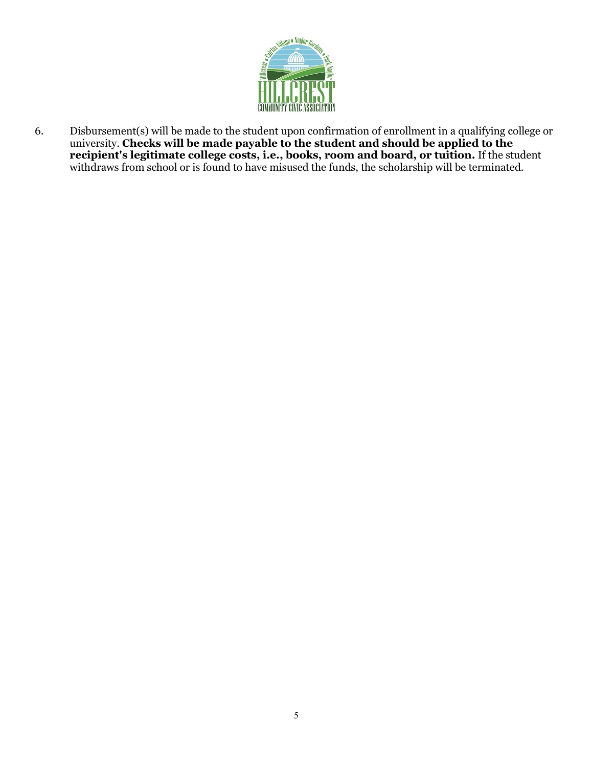6. Disbursement(s) will be made to the student upon confirmation of enrollment in a qualifying college or university. **Checks will be made payable to the student and should be applied to the recipient's legitimate college costs, i.e., books, room and board, or tuition.** If the student withdraws from school or is found to have misused the funds, the scholarship will be terminated.